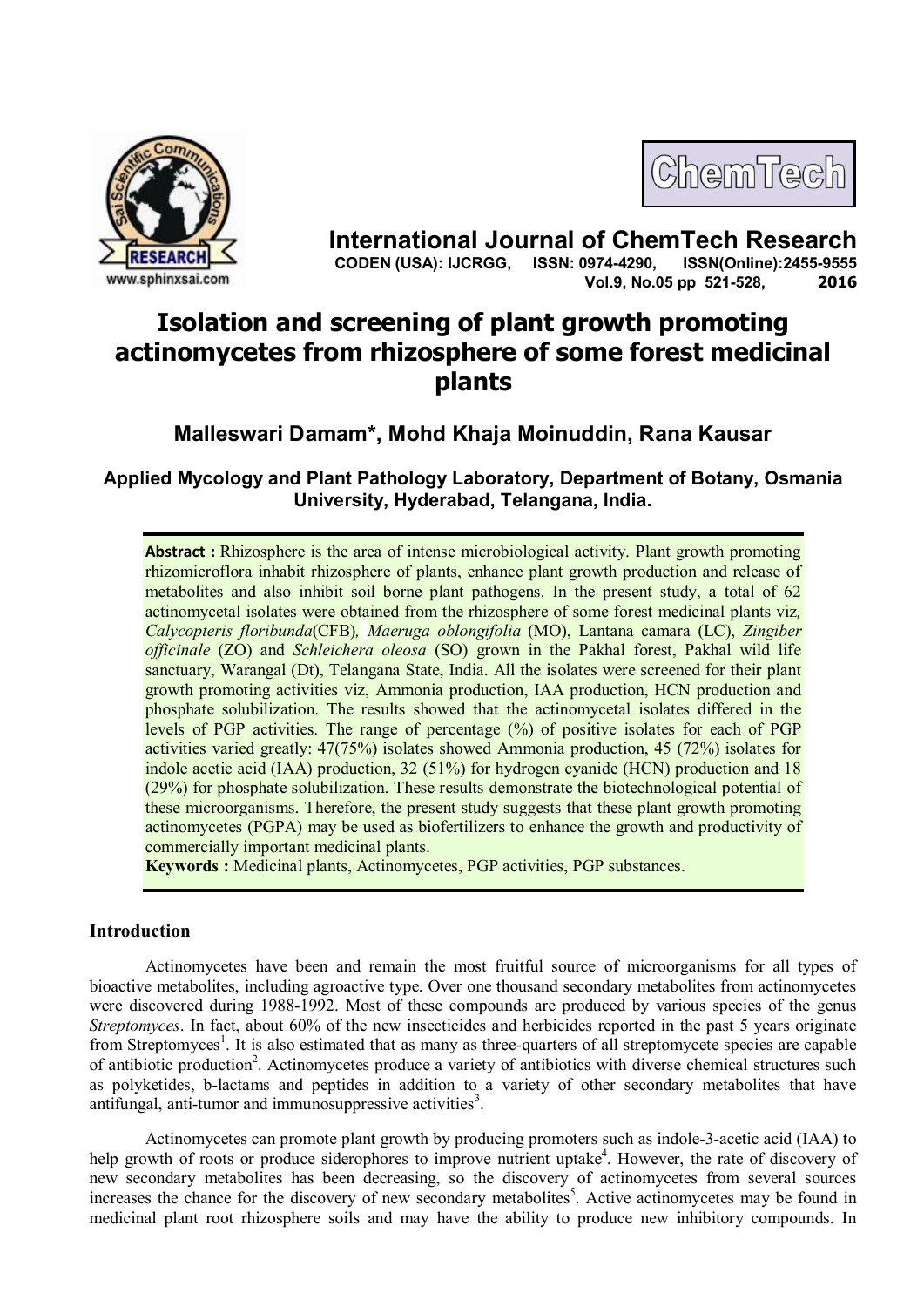# Isolation and screening of plant growth promoting actinomycetes from rhizosphere of some forest medicinal plants

**Malleswari Damam*, Mohd Khaja Moinuddin, Rana Kausar**

**Applied Mycology and Plant Pathology Laboratory, Department of Botany, Osmania University, Hyderabad, Telangana, India.**

**Abstract :** Rhizosphere is the area of intense microbiological activity. Plant growth promoting rhizomicroflora inhabit rhizosphere of plants, enhance plant growth production and release of metabolites and also inhibit soil borne plant pathogens. In the present study, a total of 62 actinomycetal isolates were obtained from the rhizosphere of some forest medicinal plants viz, *Calycopteris floribunda*(CFB), *Maeruga oblongifolia* (MO), Lantana camara (LC), *Zingiber officinale* (ZO) and *Schleichera oleosa* (SO) grown in the Pakhal forest, Pakhal wild life sanctuary, Warangal (Dt), Telangana State, India. All the isolates were screened for their plant growth promoting activities viz, Ammonia production, IAA production, HCN production and phosphate solubilization. The results showed that the actinomycetal isolates differed in the levels of PGP activities. The range of percentage (%) of positive isolates for each of PGP activities varied greatly: 47(75%) isolates showed Ammonia production, 45 (72%) isolates for indole acetic acid (IAA) production, 32 (51%) for hydrogen cyanide (HCN) production and 18 (29%) for phosphate solubilization. These results demonstrate the biotechnological potential of these microorganisms. Therefore, the present study suggests that these plant growth promoting actinomycetes (PGPA) may be used as biofertilizers to enhance the growth and productivity of commercially important medicinal plants.

**Keywords :** Medicinal plants, Actinomycetes, PGP activities, PGP substances.

## Introduction

Actinomycetes have been and remain the most fruitful source of microorganisms for all types of bioactive metabolites, including agroactive type. Over one thousand secondary metabolites from actinomycetes were discovered during 1988-1992. Most of these compounds are produced by various species of the genus *Streptomyces*. In fact, about 60% of the new insecticides and herbicides reported in the past 5 years originate from Streptomyces[1]. It is also estimated that as many as three-quarters of all streptomycete species are capable of antibiotic production[2]. Actinomycetes produce a variety of antibiotics with diverse chemical structures such as polyketides, b-lactams and peptides in addition to a variety of other secondary metabolites that have antifungal, anti-tumor and immunosuppressive activities[3].

Actinomycetes can promote plant growth by producing promoters such as indole-3-acetic acid (IAA) to help growth of roots or produce siderophores to improve nutrient uptake[4]. However, the rate of discovery of new secondary metabolites has been decreasing, so the discovery of actinomycetes from several sources increases the chance for the discovery of new secondary metabolites[5]. Active actinomycetes may be found in medicinal plant root rhizosphere soils and may have the ability to produce new inhibitory compounds. In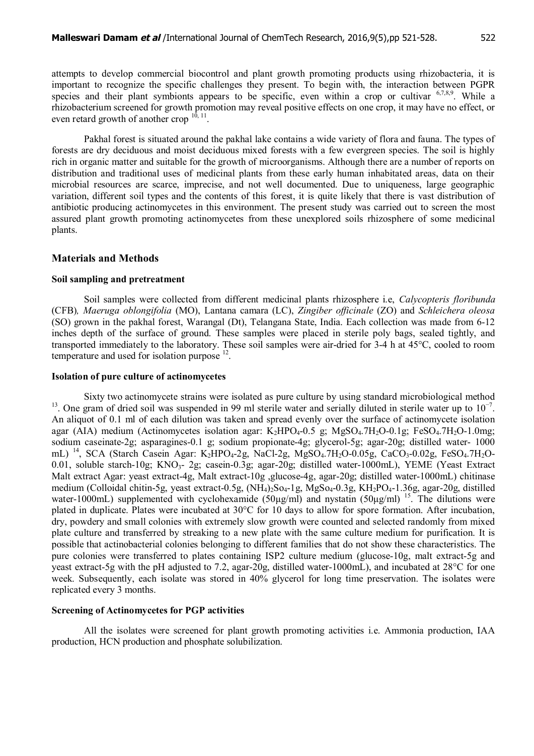attempts to develop commercial biocontrol and plant growth promoting products using rhizobacteria, it is important to recognize the specific challenges they present. To begin with, the interaction between PGPR species and their plant symbionts appears to be specific, even within a crop or cultivar [6,7,8,9]. While a rhizobacterium screened for growth promotion may reveal positive effects on one crop, it may have no effect, or even retard growth of another crop [10, 11].

Pakhal forest is situated around the pakhal lake contains a wide variety of flora and fauna. The types of forests are dry deciduous and moist deciduous mixed forests with a few evergreen species. The soil is highly rich in organic matter and suitable for the growth of microorganisms. Although there are a number of reports on distribution and traditional uses of medicinal plants from these early human inhabitated areas, data on their microbial resources are scarce, imprecise, and not well documented. Due to uniqueness, large geographic variation, different soil types and the contents of this forest, it is quite likely that there is vast distribution of antibiotic producing actinomycetes in this environment. The present study was carried out to screen the most assured plant growth promoting actinomycetes from these unexplored soils rhizosphere of some medicinal plants.

## Materials and Methods

### Soil sampling and pretreatment

Soil samples were collected from different medicinal plants rhizosphere i.e, *Calycopteris floribunda* (CFB), *Maeruga oblongifolia* (MO), Lantana camara (LC), *Zingiber officinale* (ZO) and *Schleichera oleosa* (SO) grown in the pakhal forest, Warangal (Dt), Telangana State, India. Each collection was made from 6-12 inches depth of the surface of ground. These samples were placed in sterile poly bags, sealed tightly, and transported immediately to the laboratory. These soil samples were air-dried for 3-4 h at 45°C, cooled to room temperature and used for isolation purpose [12].

### Isolation of pure culture of actinomycetes

Sixty two actinomycete strains were isolated as pure culture by using standard microbiological method [13]. One gram of dried soil was suspended in 99 ml sterile water and serially diluted in sterile water up to $10^{-7}$. An aliquot of 0.1 ml of each dilution was taken and spread evenly over the surface of actinomycete isolation agar (AIA) medium (Actinomycetes isolation agar: $K_2HPO_4$-0.5 g; $MgSO_4.7H_2O$-0.1g; $FeSO_4.7H_2O$-1.0mg; sodium caseinate-2g; asparagines-0.1 g; sodium propionate-4g; glycerol-5g; agar-20g; distilled water- 1000 mL) [14], SCA (Starch Casein Agar: $K_2HPO_4$-2g, NaCl-2g, $MgSO_4.7H_2O$-0.05g, $CaCO_3$-0.02g, $FeSO_4.7H_2O$-0.01, soluble starch-10g; $KNO_3$- 2g; casein-0.3g; agar-20g; distilled water-1000mL), YEME (Yeast Extract Malt extract Agar: yeast extract-4g, Malt extract-10g ,glucose-4g, agar-20g; distilled water-1000mL) chitinase medium (Colloidal chitin-5g, yeast extract-0.5g, $(NH_4)_2So_4$-1g, $MgSo_4$-0.3g, $KH_2PO_4$-1.36g, agar-20g, distilled water-1000mL) supplemented with cyclohexamide (50µg/ml) and nystatin (50µg/ml) [15]. The dilutions were plated in duplicate. Plates were incubated at 30°C for 10 days to allow for spore formation. After incubation, dry, powdery and small colonies with extremely slow growth were counted and selected randomly from mixed plate culture and transferred by streaking to a new plate with the same culture medium for purification. It is possible that actinobacterial colonies belonging to different families that do not show these characteristics. The pure colonies were transferred to plates containing ISP2 culture medium (glucose-10g, malt extract-5g and yeast extract-5g with the pH adjusted to 7.2, agar-20g, distilled water-1000mL), and incubated at 28°C for one week. Subsequently, each isolate was stored in 40% glycerol for long time preservation. The isolates were replicated every 3 months.

### Screening of Actinomycetes for PGP activities

All the isolates were screened for plant growth promoting activities i.e. Ammonia production, IAA production, HCN production and phosphate solubilization.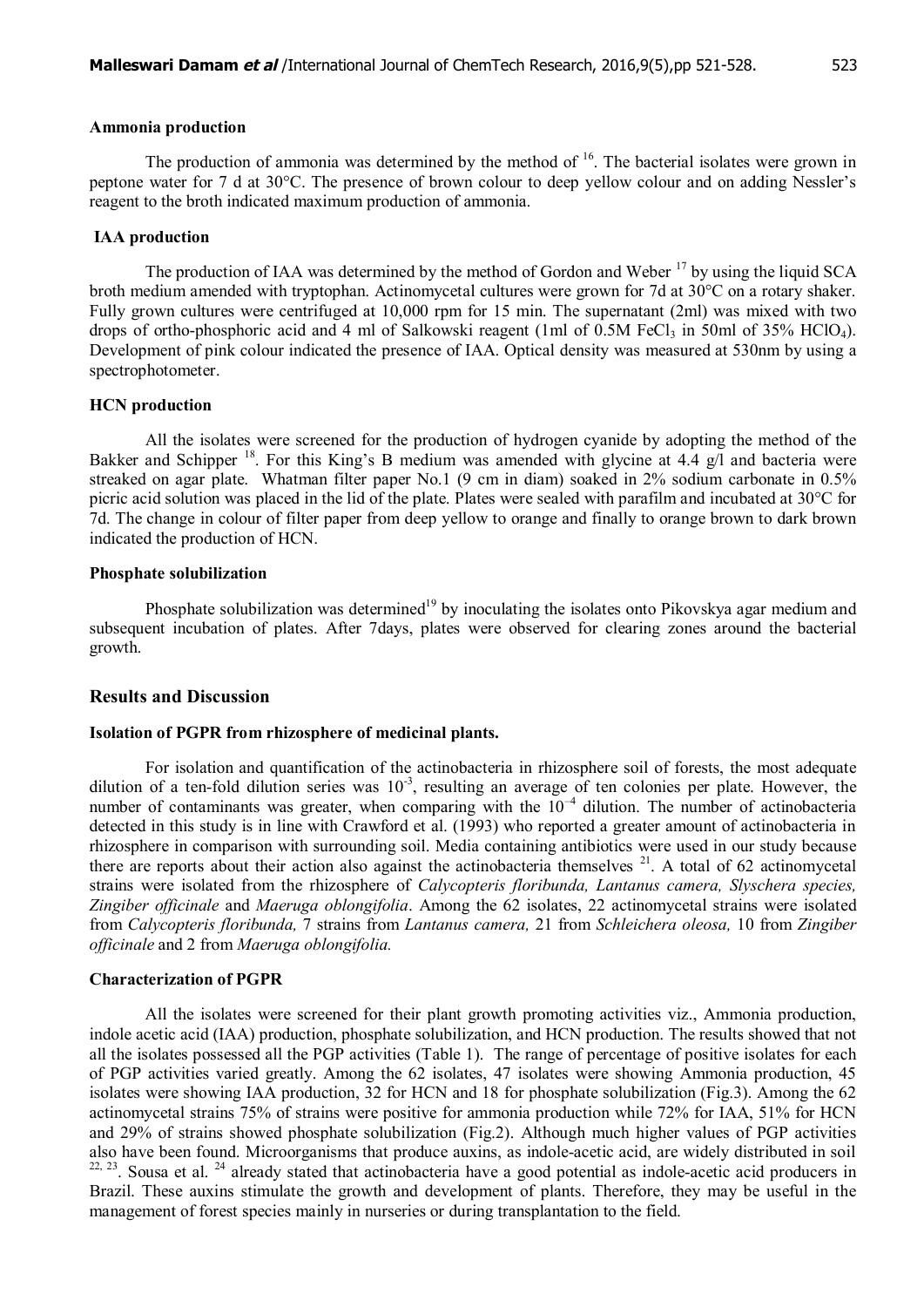### Ammonia production

The production of ammonia was determined by the method of [16]. The bacterial isolates were grown in peptone water for 7 d at 30°C. The presence of brown colour to deep yellow colour and on adding Nessler's reagent to the broth indicated maximum production of ammonia.

### IAA production

The production of IAA was determined by the method of Gordon and Weber [17] by using the liquid SCA broth medium amended with tryptophan. Actinomycetal cultures were grown for 7d at 30°C on a rotary shaker. Fully grown cultures were centrifuged at 10,000 rpm for 15 min. The supernatant (2ml) was mixed with two drops of ortho-phosphoric acid and 4 ml of Salkowski reagent (1ml of 0.5M $FeCl_3$ in 50ml of 35% $HClO_4$). Development of pink colour indicated the presence of IAA. Optical density was measured at 530nm by using a spectrophotometer.

### HCN production

All the isolates were screened for the production of hydrogen cyanide by adopting the method of the Bakker and Schipper [18]. For this King's B medium was amended with glycine at 4.4 g/l and bacteria were streaked on agar plate. Whatman filter paper No.1 (9 cm in diam) soaked in 2% sodium carbonate in 0.5% picric acid solution was placed in the lid of the plate. Plates were sealed with parafilm and incubated at 30°C for 7d. The change in colour of filter paper from deep yellow to orange and finally to orange brown to dark brown indicated the production of HCN.

### Phosphate solubilization

Phosphate solubilization was determined[19] by inoculating the isolates onto Pikovskya agar medium and subsequent incubation of plates. After 7days, plates were observed for clearing zones around the bacterial growth.

## Results and Discussion

### Isolation of PGPR from rhizosphere of medicinal plants.

For isolation and quantification of the actinobacteria in rhizosphere soil of forests, the most adequate dilution of a ten-fold dilution series was $10^{-3}$, resulting an average of ten colonies per plate. However, the number of contaminants was greater, when comparing with the $10^{-4}$ dilution. The number of actinobacteria detected in this study is in line with Crawford et al. (1993) who reported a greater amount of actinobacteria in rhizosphere in comparison with surrounding soil. Media containing antibiotics were used in our study because there are reports about their action also against the actinobacteria themselves [21]. A total of 62 actinomycetal strains were isolated from the rhizosphere of *Calycopteris floribunda, Lantanus camera, Slyschera species, Zingiber officinale* and *Maeruga oblongifolia*. Among the 62 isolates, 22 actinomycetal strains were isolated from *Calycopteris floribunda,* 7 strains from *Lantanus camera,* 21 from *Schleichera oleosa,* 10 from *Zingiber officinale* and 2 from *Maeruga oblongifolia.*

### Characterization of PGPR

All the isolates were screened for their plant growth promoting activities viz., Ammonia production, indole acetic acid (IAA) production, phosphate solubilization, and HCN production. The results showed that not all the isolates possessed all the PGP activities (Table 1). The range of percentage of positive isolates for each of PGP activities varied greatly. Among the 62 isolates, 47 isolates were showing Ammonia production, 45 isolates were showing IAA production, 32 for HCN and 18 for phosphate solubilization (Fig.3). Among the 62 actinomycetal strains 75% of strains were positive for ammonia production while 72% for IAA, 51% for HCN and 29% of strains showed phosphate solubilization (Fig.2). Although much higher values of PGP activities also have been found. Microorganisms that produce auxins, as indole-acetic acid, are widely distributed in soil [22, 23]. Sousa et al. [24] already stated that actinobacteria have a good potential as indole-acetic acid producers in Brazil. These auxins stimulate the growth and development of plants. Therefore, they may be useful in the management of forest species mainly in nurseries or during transplantation to the field.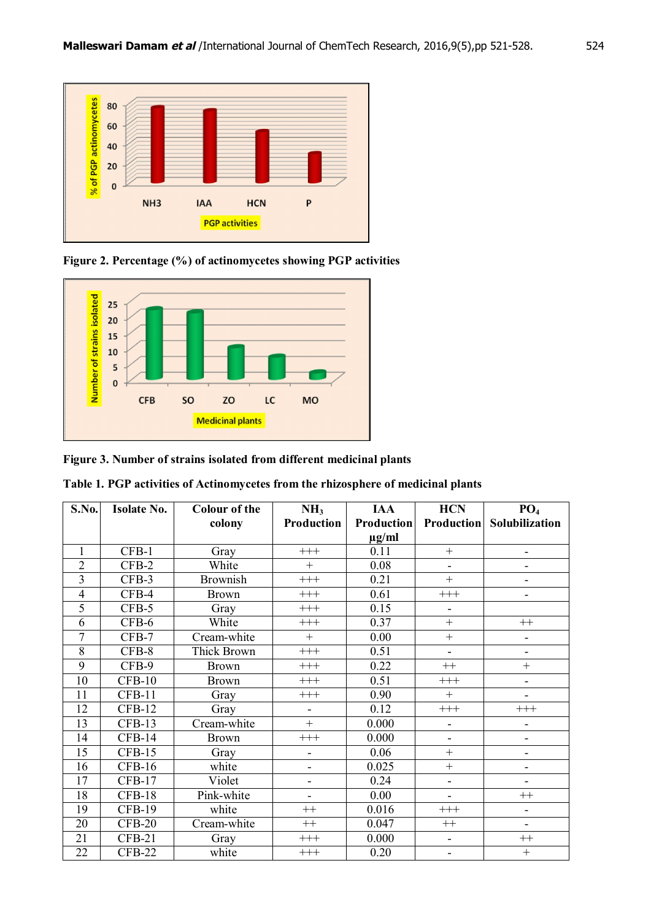Figure 2. Percentage (%) of actinomycetes showing PGP activities

Figure 3. Number of strains isolated from different medicinal plants

**Table 1. PGP activities of Actinomycetes from the rhizosphere of medicinal plants**

| S.No. | Isolate No. | Colour of the colony | $NH_3$ Production | IAA Production µg/ml | HCN Production | $PO_4$ Solubilization |
|---|---|---|---|---|---|---|
| 1 | CFB-1 | Gray | +++ | 0.11 | + | - |
| 2 | CFB-2 | White | + | 0.08 | - | - |
| 3 | CFB-3 | Brownish | +++ | 0.21 | + | - |
| 4 | CFB-4 | Brown | +++ | 0.61 | +++ | - |
| 5 | CFB-5 | Gray | +++ | 0.15 | - | |
| 6 | CFB-6 | White | +++ | 0.37 | + | ++ |
| 7 | CFB-7 | Cream-white | + | 0.00 | + | - |
| 8 | CFB-8 | Thick Brown | +++ | 0.51 | - | - |
| 9 | CFB-9 | Brown | +++ | 0.22 | ++ | + |
| 10 | CFB-10 | Brown | +++ | 0.51 | +++ | - |
| 11 | CFB-11 | Gray | +++ | 0.90 | + | - |
| 12 | CFB-12 | Gray | - | 0.12 | +++ | +++ |
| 13 | CFB-13 | Cream-white | + | 0.000 | - | - |
| 14 | CFB-14 | Brown | +++ | 0.000 | - | - |
| 15 | CFB-15 | Gray | - | 0.06 | + | - |
| 16 | CFB-16 | white | - | 0.025 | + | - |
| 17 | CFB-17 | Violet | - | 0.24 | - | - |
| 18 | CFB-18 | Pink-white | - | 0.00 | - | ++ |
| 19 | CFB-19 | white | ++ | 0.016 | +++ | - |
| 20 | CFB-20 | Cream-white | ++ | 0.047 | ++ | - |
| 21 | CFB-21 | Gray | +++ | 0.000 | - | ++ |
| 22 | CFB-22 | white | +++ | 0.20 | - | + |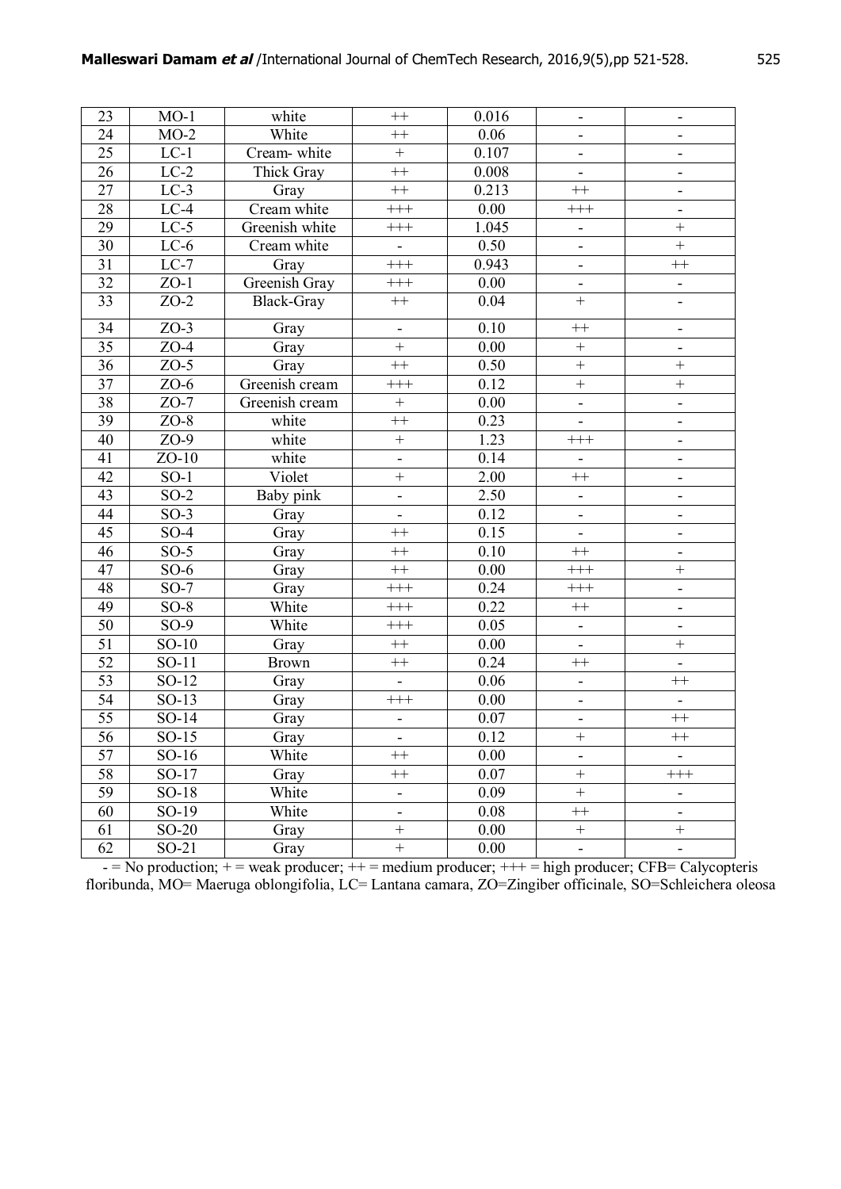| 23 | MO-1 | white | ++ | 0.016 | - | - |
|---|---|---|---|---|---|---|
| 24 | MO-2 | White | ++ | 0.06 | - | - |
| 25 | LC-1 | Cream- white | + | 0.107 | - | - |
| 26 | LC-2 | Thick Gray | ++ | 0.008 | - | - |
| 27 | LC-3 | Gray | ++ | 0.213 | ++ | - |
| 28 | LC-4 | Cream white | +++ | 0.00 | +++ | - |
| 29 | LC-5 | Greenish white | +++ | 1.045 | - | + |
| 30 | LC-6 | Cream white | - | 0.50 | - | + |
| 31 | LC-7 | Gray | +++ | 0.943 | - | ++ |
| 32 | ZO-1 | Greenish Gray | +++ | 0.00 | - | - |
| 33 | ZO-2 | Black-Gray | ++ | 0.04 | + | - |
| 34 | ZO-3 | Gray | - | 0.10 | ++ | - |
| 35 | ZO-4 | Gray | + | 0.00 | + | - |
| 36 | ZO-5 | Gray | ++ | 0.50 | + | + |
| 37 | ZO-6 | Greenish cream | +++ | 0.12 | + | + |
| 38 | ZO-7 | Greenish cream | + | 0.00 | - | - |
| 39 | ZO-8 | white | ++ | 0.23 | - | - |
| 40 | ZO-9 | white | + | 1.23 | +++ | - |
| 41 | ZO-10 | white | - | 0.14 | - | - |
| 42 | SO-1 | Violet | + | 2.00 | ++ | - |
| 43 | SO-2 | Baby pink | - | 2.50 | - | - |
| 44 | SO-3 | Gray | - | 0.12 | - | - |
| 45 | SO-4 | Gray | ++ | 0.15 | - | - |
| 46 | SO-5 | Gray | ++ | 0.10 | ++ | - |
| 47 | SO-6 | Gray | ++ | 0.00 | +++ | + |
| 48 | SO-7 | Gray | +++ | 0.24 | +++ | - |
| 49 | SO-8 | White | +++ | 0.22 | ++ | - |
| 50 | SO-9 | White | +++ | 0.05 | - | - |
| 51 | SO-10 | Gray | ++ | 0.00 | - | + |
| 52 | SO-11 | Brown | ++ | 0.24 | ++ | - |
| 53 | SO-12 | Gray | - | 0.06 | - | ++ |
| 54 | SO-13 | Gray | +++ | 0.00 | - | - |
| 55 | SO-14 | Gray | - | 0.07 | - | ++ |
| 56 | SO-15 | Gray | - | 0.12 | + | ++ |
| 57 | SO-16 | White | ++ | 0.00 | - | - |
| 58 | SO-17 | Gray | ++ | 0.07 | + | +++ |
| 59 | SO-18 | White | - | 0.09 | + | - |
| 60 | SO-19 | White | - | 0.08 | ++ | - |
| 61 | SO-20 | Gray | + | 0.00 | + | + |
| 62 | SO-21 | Gray | + | 0.00 | - | - |

- = No production; + = weak producer; ++ = medium producer; +++ = high producer; CFB= Calycopteris floribunda, MO= Maeruga oblongifolia, LC= Lantana camara, ZO=Zingiber officinale, SO=Schleichera oleosa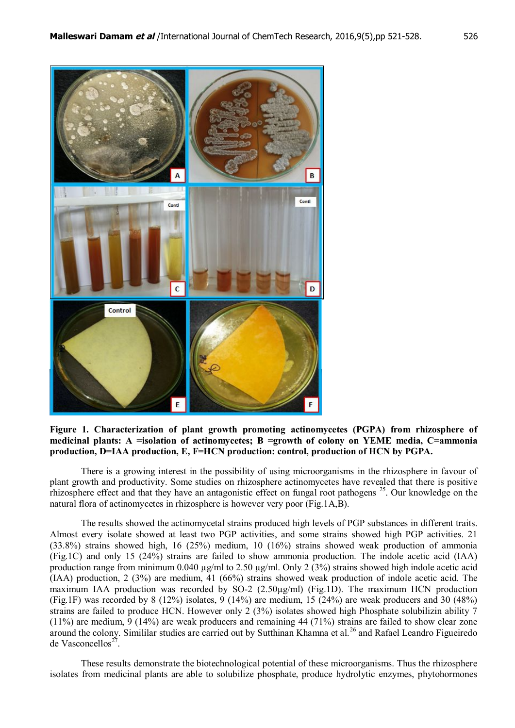**Figure 1. Characterization of plant growth promoting actinomycetes (PGPA) from rhizosphere of medicinal plants: A =isolation of actinomycetes; B =growth of colony on YEME media, C=ammonia production, D=IAA production, E, F=HCN production: control, production of HCN by PGPA.**

There is a growing interest in the possibility of using microorganisms in the rhizosphere in favour of plant growth and productivity. Some studies on rhizosphere actinomycetes have revealed that there is positive rhizosphere effect and that they have an antagonistic effect on fungal root pathogens [25]. Our knowledge on the natural flora of actinomycetes in rhizosphere is however very poor (Fig.1A,B).

The results showed the actinomycetal strains produced high levels of PGP substances in different traits. Almost every isolate showed at least two PGP activities, and some strains showed high PGP activities. 21 (33.8%) strains showed high, 16 (25%) medium, 10 (16%) strains showed weak production of ammonia (Fig.1C) and only 15 (24%) strains are failed to show ammonia production. The indole acetic acid (IAA) production range from minimum 0.040 µg/ml to 2.50 µg/ml. Only 2 (3%) strains showed high indole acetic acid (IAA) production, 2 (3%) are medium, 41 (66%) strains showed weak production of indole acetic acid. The maximum IAA production was recorded by SO-2 (2.50µg/ml) (Fig.1D). The maximum HCN production (Fig.1F) was recorded by 8 (12%) isolates, 9 (14%) are medium, 15 (24%) are weak producers and 30 (48%) strains are failed to produce HCN. However only 2 (3%) isolates showed high Phosphate solubilizin ability 7 (11%) are medium, 9 (14%) are weak producers and remaining 44 (71%) strains are failed to show clear zone around the colony. Simililar studies are carried out by Sutthinan Khamna et al.[26] and Rafael Leandro Figueiredo de Vasconcellos[27].

These results demonstrate the biotechnological potential of these microorganisms. Thus the rhizosphere isolates from medicinal plants are able to solubilize phosphate, produce hydrolytic enzymes, phytohormones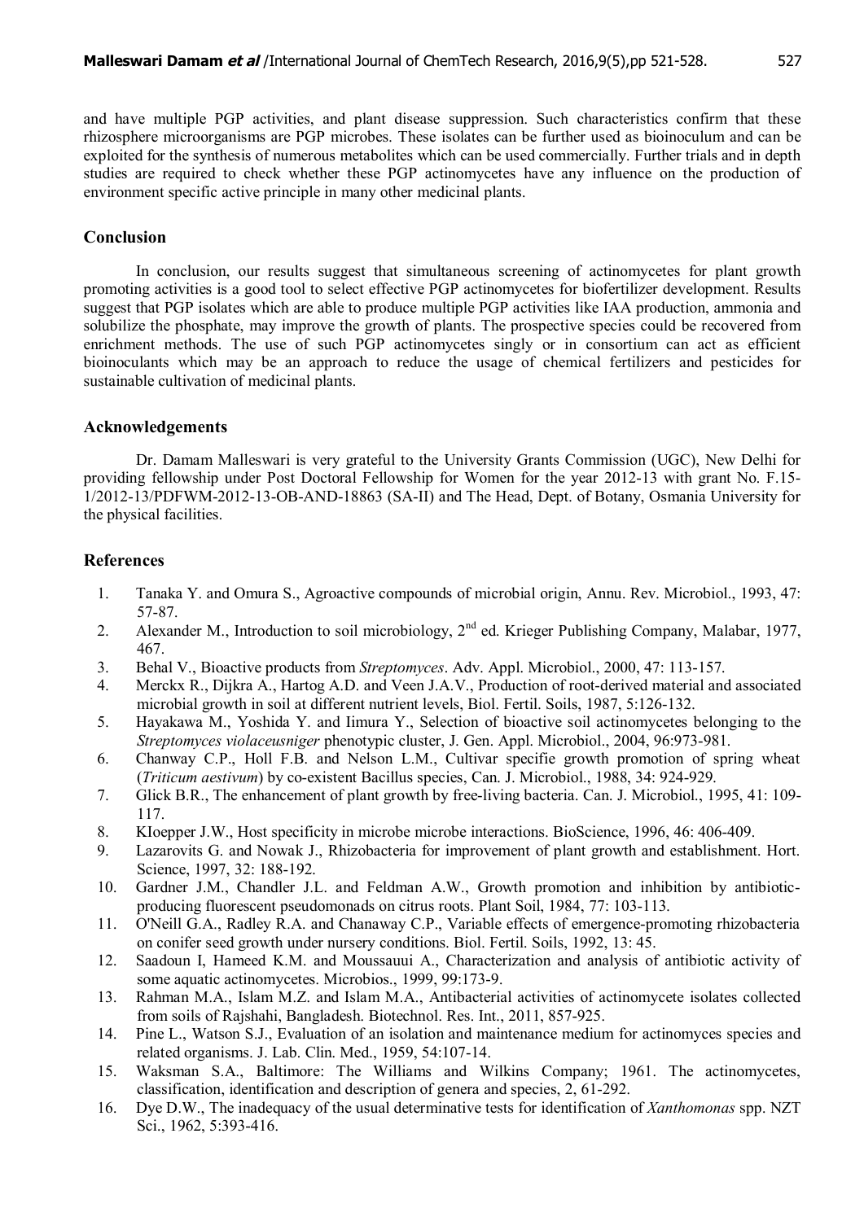and have multiple PGP activities, and plant disease suppression. Such characteristics confirm that these rhizosphere microorganisms are PGP microbes. These isolates can be further used as bioinoculum and can be exploited for the synthesis of numerous metabolites which can be used commercially. Further trials and in depth studies are required to check whether these PGP actinomycetes have any influence on the production of environment specific active principle in many other medicinal plants.

## Conclusion

In conclusion, our results suggest that simultaneous screening of actinomycetes for plant growth promoting activities is a good tool to select effective PGP actinomycetes for biofertilizer development. Results suggest that PGP isolates which are able to produce multiple PGP activities like IAA production, ammonia and solubilize the phosphate, may improve the growth of plants. The prospective species could be recovered from enrichment methods. The use of such PGP actinomycetes singly or in consortium can act as efficient bioinoculants which may be an approach to reduce the usage of chemical fertilizers and pesticides for sustainable cultivation of medicinal plants.

## Acknowledgements

Dr. Damam Malleswari is very grateful to the University Grants Commission (UGC), New Delhi for providing fellowship under Post Doctoral Fellowship for Women for the year 2012-13 with grant No. F.15-1/2012-13/PDFWM-2012-13-OB-AND-18863 (SA-II) and The Head, Dept. of Botany, Osmania University for the physical facilities.

## References

1. Tanaka Y. and Omura S., Agroactive compounds of microbial origin, Annu. Rev. Microbiol., 1993, 47: 57-87.
2. Alexander M., Introduction to soil microbiology, 2nd ed. Krieger Publishing Company, Malabar, 1977, 467.
3. Behal V., Bioactive products from *Streptomyces*. Adv. Appl. Microbiol., 2000, 47: 113-157.
4. Merckx R., Dijkra A., Hartog A.D. and Veen J.A.V., Production of root-derived material and associated microbial growth in soil at different nutrient levels, Biol. Fertil. Soils, 1987, 5:126-132.
5. Hayakawa M., Yoshida Y. and Iimura Y., Selection of bioactive soil actinomycetes belonging to the *Streptomyces violaceusniger* phenotypic cluster, J. Gen. Appl. Microbiol., 2004, 96:973-981.
6. Chanway C.P., Holl F.B. and Nelson L.M., Cultivar specifie growth promotion of spring wheat (*Triticum aestivum*) by co-existent Bacillus species, Can. J. Microbiol., 1988, 34: 924-929.
7. Glick B.R., The enhancement of plant growth by free-living bacteria. Can. J. Microbiol., 1995, 41: 109-117.
8. KIoepper J.W., Host specificity in microbe microbe interactions. BioScience, 1996, 46: 406-409.
9. Lazarovits G. and Nowak J., Rhizobacteria for improvement of plant growth and establishment. Hort. Science, 1997, 32: 188-192.
10. Gardner J.M., Chandler J.L. and Feldman A.W., Growth promotion and inhibition by antibiotic-producing fluorescent pseudomonads on citrus roots. Plant Soil, 1984, 77: 103-113.
11. O'Neill G.A., Radley R.A. and Chanaway C.P., Variable effects of emergence-promoting rhizobacteria on conifer seed growth under nursery conditions. Biol. Fertil. Soils, 1992, 13: 45.
12. Saadoun I, Hameed K.M. and Moussauui A., Characterization and analysis of antibiotic activity of some aquatic actinomycetes. Microbios., 1999, 99:173-9.
13. Rahman M.A., Islam M.Z. and Islam M.A., Antibacterial activities of actinomycete isolates collected from soils of Rajshahi, Bangladesh. Biotechnol. Res. Int., 2011, 857-925.
14. Pine L., Watson S.J., Evaluation of an isolation and maintenance medium for actinomyces species and related organisms. J. Lab. Clin. Med., 1959, 54:107-14.
15. Waksman S.A., Baltimore: The Williams and Wilkins Company; 1961. The actinomycetes, classification, identification and description of genera and species, 2, 61-292.
16. Dye D.W., The inadequacy of the usual determinative tests for identification of *Xanthomonas* spp. NZT Sci., 1962, 5:393-416.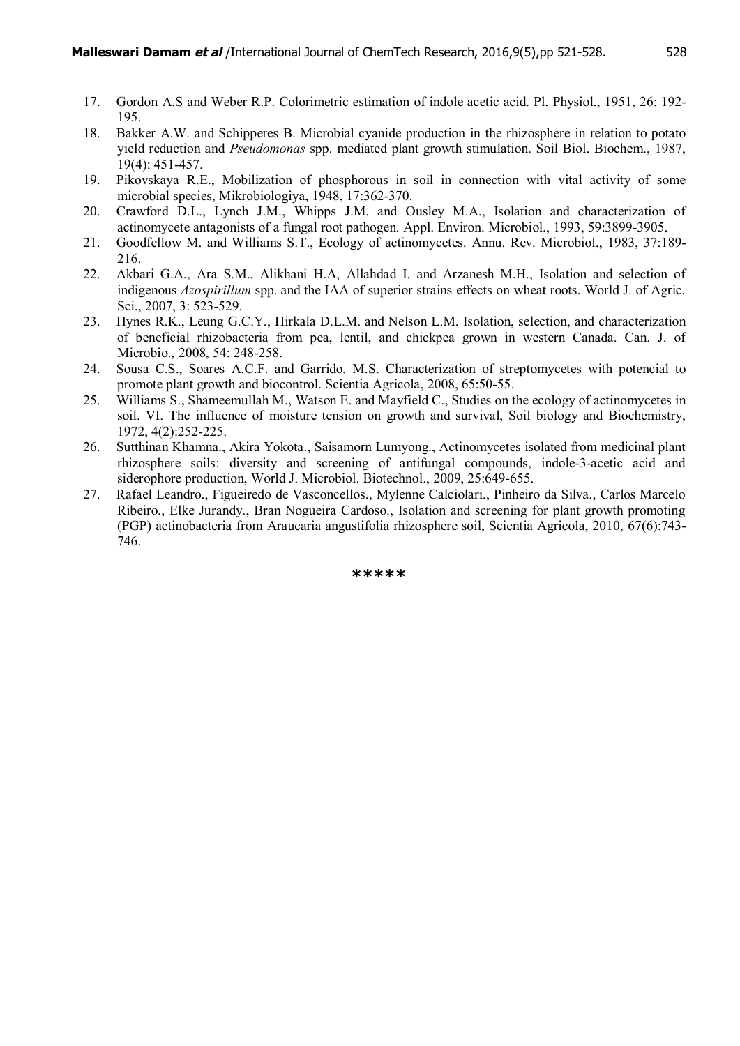17. Gordon A.S and Weber R.P. Colorimetric estimation of indole acetic acid. Pl. Physiol., 1951, 26: 192-195.
18. Bakker A.W. and Schipperes B. Microbial cyanide production in the rhizosphere in relation to potato yield reduction and *Pseudomonas* spp. mediated plant growth stimulation. Soil Biol. Biochem., 1987, 19(4): 451-457.
19. Pikovskaya R.E., Mobilization of phosphorous in soil in connection with vital activity of some microbial species, Mikrobiologiya, 1948, 17:362-370.
20. Crawford D.L., Lynch J.M., Whipps J.M. and Ousley M.A., Isolation and characterization of actinomycete antagonists of a fungal root pathogen. Appl. Environ. Microbiol., 1993, 59:3899-3905.
21. Goodfellow M. and Williams S.T., Ecology of actinomycetes. Annu. Rev. Microbiol., 1983, 37:189-216.
22. Akbari G.A., Ara S.M., Alikhani H.A, Allahdad I. and Arzanesh M.H., Isolation and selection of indigenous *Azospirillum* spp. and the IAA of superior strains effects on wheat roots. World J. of Agric. Sci., 2007, 3: 523-529.
23. Hynes R.K., Leung G.C.Y., Hirkala D.L.M. and Nelson L.M. Isolation, selection, and characterization of beneficial rhizobacteria from pea, lentil, and chickpea grown in western Canada. Can. J. of Microbio., 2008, 54: 248-258.
24. Sousa C.S., Soares A.C.F. and Garrido. M.S. Characterization of streptomycetes with potencial to promote plant growth and biocontrol. Scientia Agricola, 2008, 65:50-55.
25. Williams S., Shameemullah M., Watson E. and Mayfield C., Studies on the ecology of actinomycetes in soil. VI. The influence of moisture tension on growth and survival, Soil biology and Biochemistry, 1972, 4(2):252-225.
26. Sutthinan Khamna., Akira Yokota., Saisamorn Lumyong., Actinomycetes isolated from medicinal plant rhizosphere soils: diversity and screening of antifungal compounds, indole-3-acetic acid and siderophore production, World J. Microbiol. Biotechnol., 2009, 25:649-655.
27. Rafael Leandro., Figueiredo de Vasconcellos., Mylenne Calciolari., Pinheiro da Silva., Carlos Marcelo Ribeiro., Elke Jurandy., Bran Nogueira Cardoso., Isolation and screening for plant growth promoting (PGP) actinobacteria from Araucaria angustifolia rhizosphere soil, Scientia Agricola, 2010, 67(6):743-746.

*****